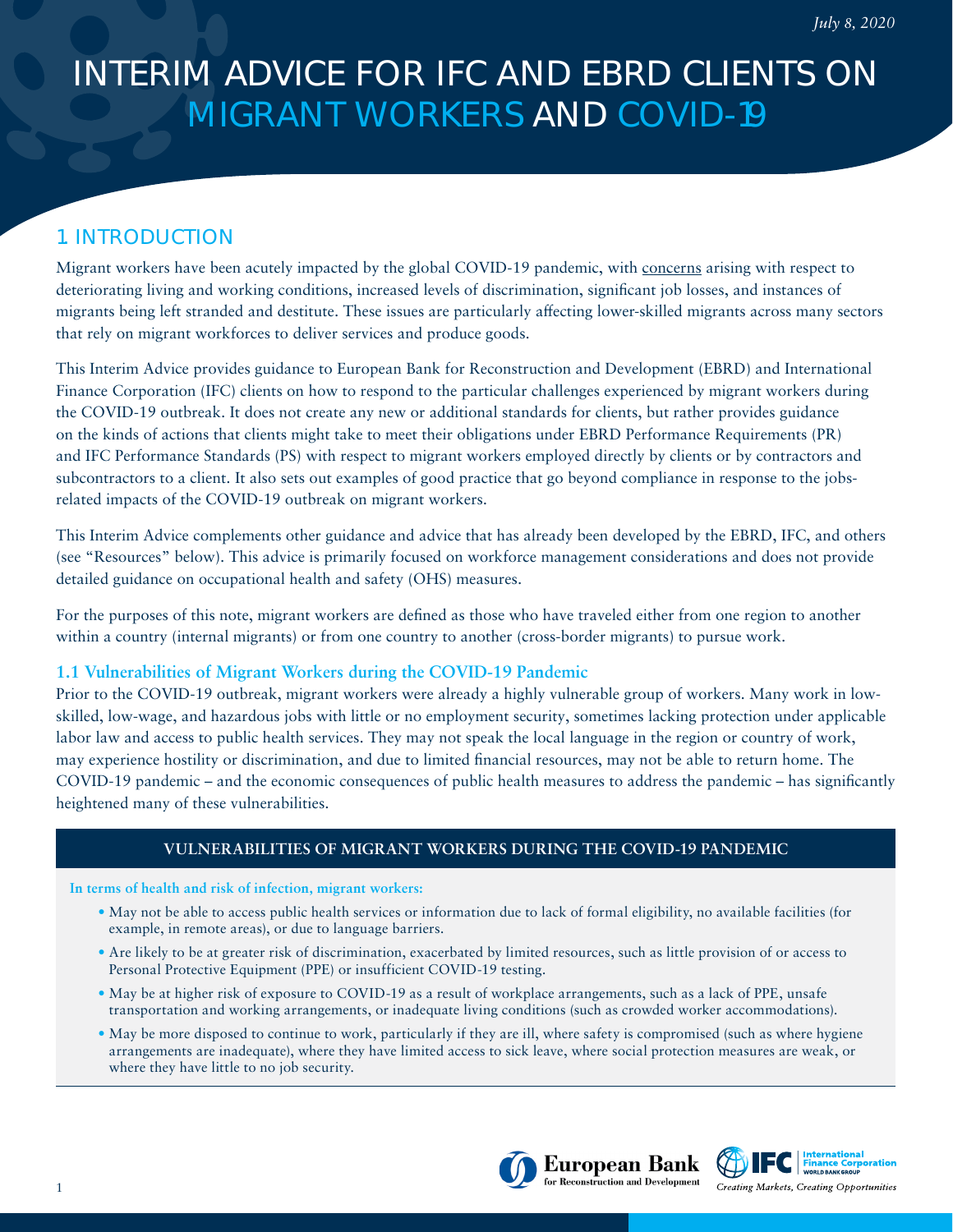*July 8, 2020*

# INTERIM ADVICE FOR IFC AND EBRD CLIENTS ON MIGRANT WORKERS AND COVID-19

## 1. INTRODUCTION

Migrant workers have been acutely impacted by the global COVID-19 pandemic, with concerns arising with respect to deteriorating living and working conditions, increased levels of discrimination, significant job losses, and instances of migrants being left stranded and destitute. These issues are particularly affecting lower-skilled migrants across many sectors that rely on migrant workforces to deliver services and produce goods.

This Interim Advice provides guidance to European Bank for Reconstruction and Development (EBRD) and International Finance Corporation (IFC) clients on how to respond to the particular challenges experienced by migrant workers during the COVID-19 outbreak. It does not create any new or additional standards for clients, but rather provides guidance on the kinds of actions that clients might take to meet their obligations under EBRD Performance Requirements (PR) and IFC Performance Standards (PS) with respect to migrant workers employed directly by clients or by contractors and subcontractors to a client. It also sets out examples of good practice that go beyond compliance in response to the jobs-related impacts of the COVID-19 outbreak on migrant workers.

This Interim Advice complements other guidance and advice that has already been developed by the EBRD, IFC, and others (see "Resources" below). This advice is primarily focused on workforce management considerations and does not provide detailed guidance on occupational health and safety (OHS) measures.

For the purposes of this note, migrant workers are defined as those who have traveled either from one region to another within a country (internal migrants) or from one country to another (cross-border migrants) to pursue work.

### 1.1 Vulnerabilities of Migrant Workers during the COVID-19 Pandemic

Prior to the COVID-19 outbreak, migrant workers were already a highly vulnerable group of workers. Many work in low-skilled, low-wage, and hazardous jobs with little or no employment security, sometimes lacking protection under applicable labor law and access to public health services. They may not speak the local language in the region or country of work, may experience hostility or discrimination, and due to limited financial resources, may not be able to return home. The COVID-19 pandemic – and the economic consequences of public health measures to address the pandemic – has significantly heightened many of these vulnerabilities.

#### VULNERABILITIES OF MIGRANT WORKERS DURING THE COVID-19 PANDEMIC

**In terms of health and risk of infection, migrant workers:**

- May not be able to access public health services or information due to lack of formal eligibility, no available facilities (for example, in remote areas), or due to language barriers.
- Are likely to be at greater risk of discrimination, exacerbated by limited resources, such as little provision of or access to Personal Protective Equipment (PPE) or insufficient COVID-19 testing.
- May be at higher risk of exposure to COVID-19 as a result of workplace arrangements, such as a lack of PPE, unsafe transportation and working arrangements, or inadequate living conditions (such as crowded worker accommodations).
- May be more disposed to continue to work, particularly if they are ill, where safety is compromised (such as where hygiene arrangements are inadequate), where they have limited access to sick leave, where social protection measures are weak, or where they have little to no job security.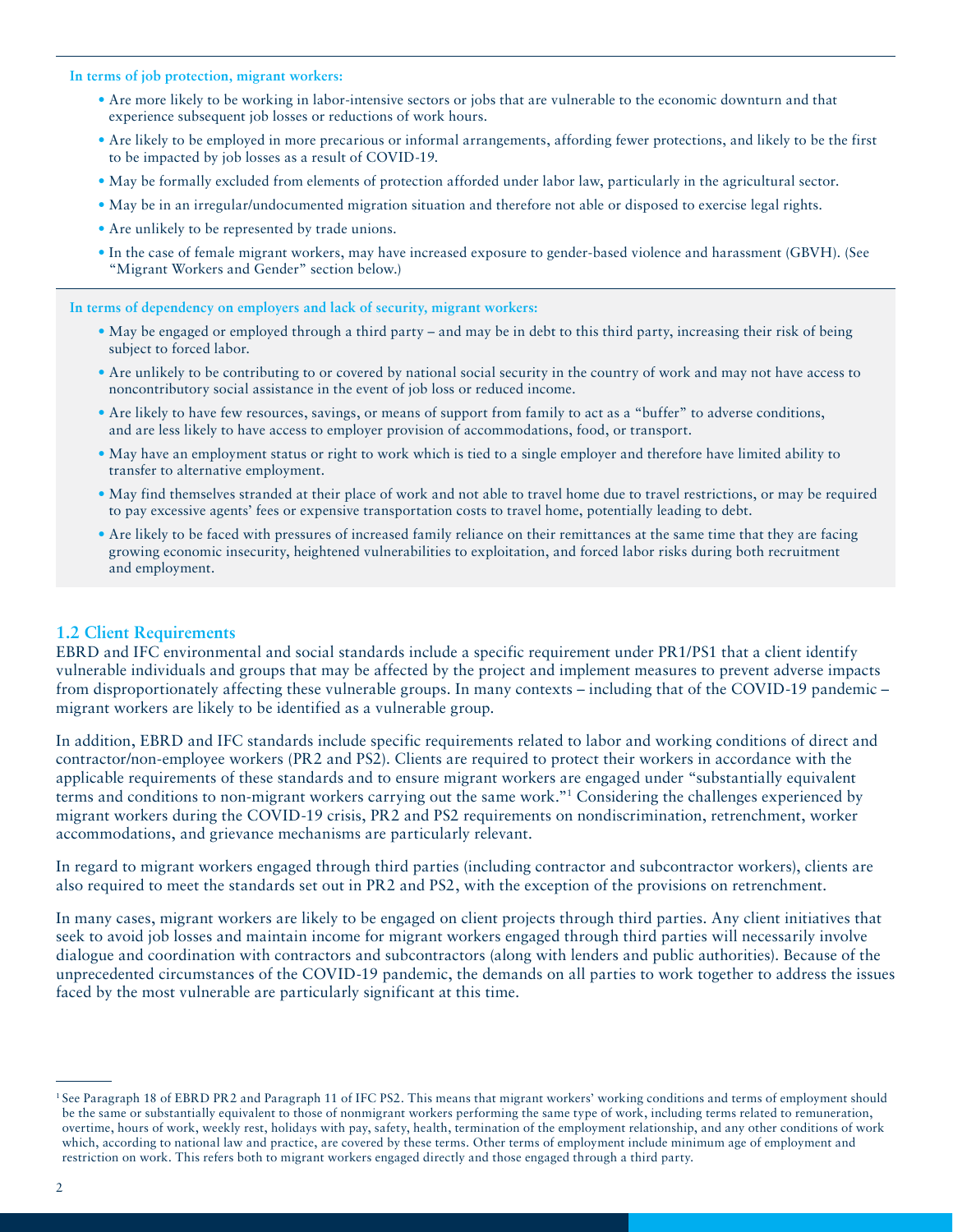**In terms of job protection, migrant workers:**

- Are more likely to be working in labor-intensive sectors or jobs that are vulnerable to the economic downturn and that experience subsequent job losses or reductions of work hours.
- Are likely to be employed in more precarious or informal arrangements, affording fewer protections, and likely to be the first to be impacted by job losses as a result of COVID-19.
- May be formally excluded from elements of protection afforded under labor law, particularly in the agricultural sector.
- May be in an irregular/undocumented migration situation and therefore not able or disposed to exercise legal rights.
- Are unlikely to be represented by trade unions.
- In the case of female migrant workers, may have increased exposure to gender-based violence and harassment (GBVH). (See "Migrant Workers and Gender" section below.)

**In terms of dependency on employers and lack of security, migrant workers:**

- May be engaged or employed through a third party – and may be in debt to this third party, increasing their risk of being subject to forced labor.
- Are unlikely to be contributing to or covered by national social security in the country of work and may not have access to noncontributory social assistance in the event of job loss or reduced income.
- Are likely to have few resources, savings, or means of support from family to act as a "buffer" to adverse conditions, and are less likely to have access to employer provision of accommodations, food, or transport.
- May have an employment status or right to work which is tied to a single employer and therefore have limited ability to transfer to alternative employment.
- May find themselves stranded at their place of work and not able to travel home due to travel restrictions, or may be required to pay excessive agents' fees or expensive transportation costs to travel home, potentially leading to debt.
- Are likely to be faced with pressures of increased family reliance on their remittances at the same time that they are facing growing economic insecurity, heightened vulnerabilities to exploitation, and forced labor risks during both recruitment and employment.

## 1.2 Client Requirements

EBRD and IFC environmental and social standards include a specific requirement under PR1/PS1 that a client identify vulnerable individuals and groups that may be affected by the project and implement measures to prevent adverse impacts from disproportionately affecting these vulnerable groups. In many contexts – including that of the COVID-19 pandemic – migrant workers are likely to be identified as a vulnerable group.

In addition, EBRD and IFC standards include specific requirements related to labor and working conditions of direct and contractor/non-employee workers (PR2 and PS2). Clients are required to protect their workers in accordance with the applicable requirements of these standards and to ensure migrant workers are engaged under "substantially equivalent terms and conditions to non-migrant workers carrying out the same work."[1] Considering the challenges experienced by migrant workers during the COVID-19 crisis, PR2 and PS2 requirements on nondiscrimination, retrenchment, worker accommodations, and grievance mechanisms are particularly relevant.

In regard to migrant workers engaged through third parties (including contractor and subcontractor workers), clients are also required to meet the standards set out in PR2 and PS2, with the exception of the provisions on retrenchment.

In many cases, migrant workers are likely to be engaged on client projects through third parties. Any client initiatives that seek to avoid job losses and maintain income for migrant workers engaged through third parties will necessarily involve dialogue and coordination with contractors and subcontractors (along with lenders and public authorities). Because of the unprecedented circumstances of the COVID-19 pandemic, the demands on all parties to work together to address the issues faced by the most vulnerable are particularly significant at this time.

---

[1] See Paragraph 18 of EBRD PR2 and Paragraph 11 of IFC PS2. This means that migrant workers' working conditions and terms of employment should be the same or substantially equivalent to those of nonmigrant workers performing the same type of work, including terms related to remuneration, overtime, hours of work, weekly rest, holidays with pay, safety, health, termination of the employment relationship, and any other conditions of work which, according to national law and practice, are covered by these terms. Other terms of employment include minimum age of employment and restriction on work. This refers both to migrant workers engaged directly and those engaged through a third party.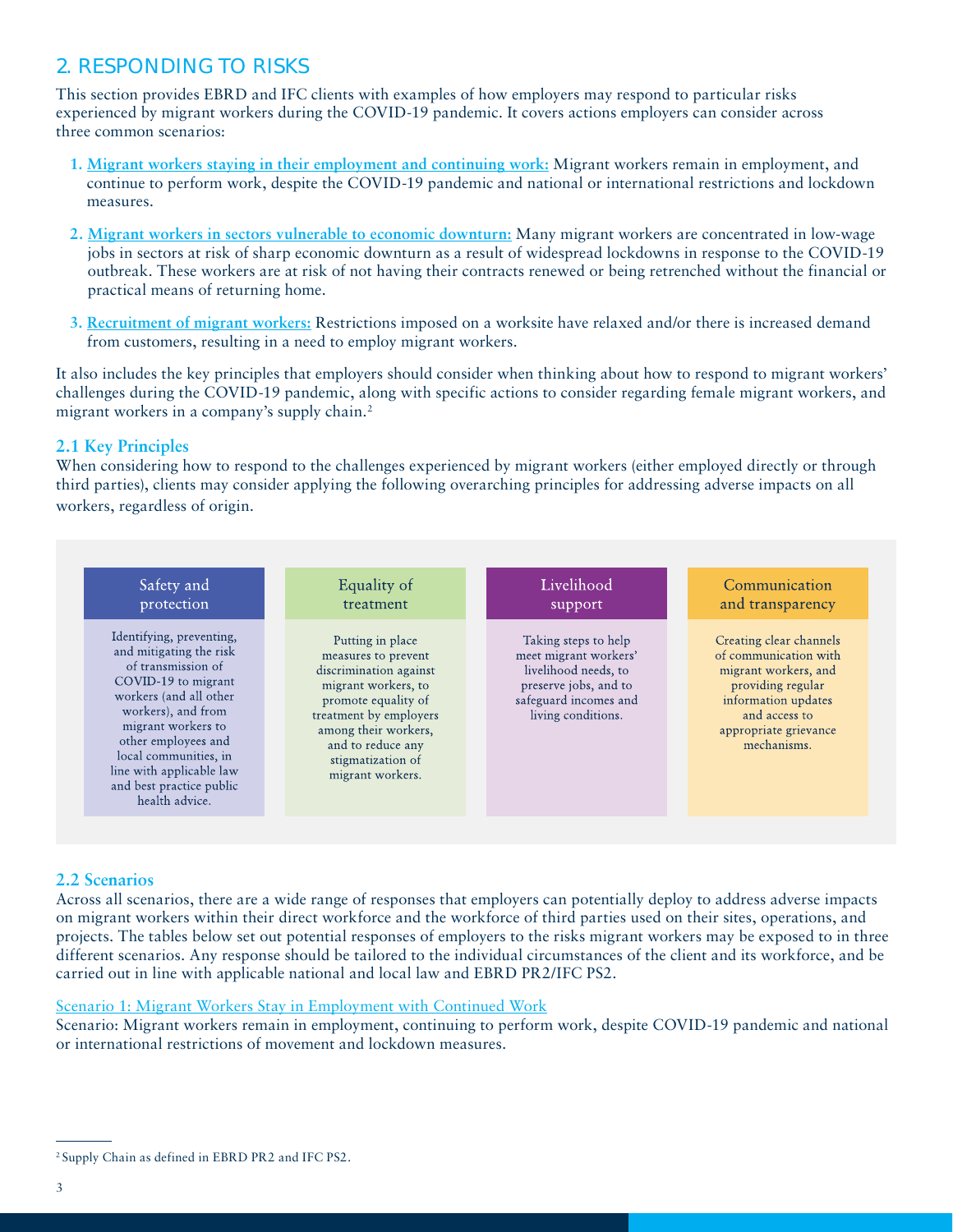## 2. RESPONDING TO RISKS

This section provides EBRD and IFC clients with examples of how employers may respond to particular risks experienced by migrant workers during the COVID-19 pandemic. It covers actions employers can consider across three common scenarios:

1. **Migrant workers staying in their employment and continuing work:** Migrant workers remain in employment, and continue to perform work, despite the COVID-19 pandemic and national or international restrictions and lockdown measures.
2. **Migrant workers in sectors vulnerable to economic downturn:** Many migrant workers are concentrated in low-wage jobs in sectors at risk of sharp economic downturn as a result of widespread lockdowns in response to the COVID-19 outbreak. These workers are at risk of not having their contracts renewed or being retrenched without the financial or practical means of returning home.
3. **Recruitment of migrant workers:** Restrictions imposed on a worksite have relaxed and/or there is increased demand from customers, resulting in a need to employ migrant workers.

It also includes the key principles that employers should consider when thinking about how to respond to migrant workers' challenges during the COVID-19 pandemic, along with specific actions to consider regarding female migrant workers, and migrant workers in a company's supply chain.[2]

### 2.1 Key Principles

When considering how to respond to the challenges experienced by migrant workers (either employed directly or through third parties), clients may consider applying the following overarching principles for addressing adverse impacts on all workers, regardless of origin.

| Safety and protection | Equality of treatment | Livelihood support | Communication and transparency |
|---|---|---|---|
| Identifying, preventing, and mitigating the risk of transmission of COVID-19 to migrant workers (and all other workers), and from migrant workers to other employees and local communities, in line with applicable law and best practice public health advice. | Putting in place measures to prevent discrimination against migrant workers, to promote equality of treatment by employers among their workers, and to reduce any stigmatization of migrant workers. | Taking steps to help meet migrant workers' livelihood needs, to preserve jobs, and to safeguard incomes and living conditions. | Creating clear channels of communication with migrant workers, and providing regular information updates and access to appropriate grievance mechanisms. |

### 2.2 Scenarios

Across all scenarios, there are a wide range of responses that employers can potentially deploy to address adverse impacts on migrant workers within their direct workforce and the workforce of third parties used on their sites, operations, and projects. The tables below set out potential responses of employers to the risks migrant workers may be exposed to in three different scenarios. Any response should be tailored to the individual circumstances of the client and its workforce, and be carried out in line with applicable national and local law and EBRD PR2/IFC PS2.

Scenario 1: Migrant Workers Stay in Employment with Continued Work

Scenario: Migrant workers remain in employment, continuing to perform work, despite COVID-19 pandemic and national or international restrictions of movement and lockdown measures.

[2] Supply Chain as defined in EBRD PR2 and IFC PS2.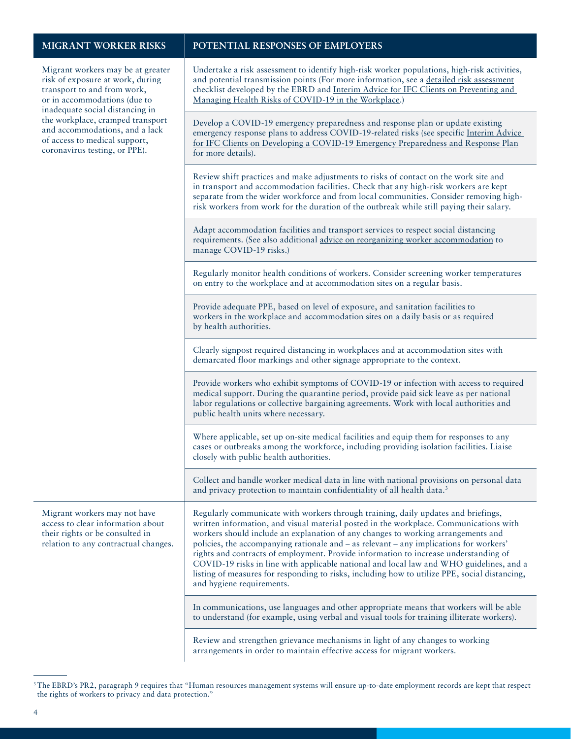| MIGRANT WORKER RISKS | POTENTIAL RESPONSES OF EMPLOYERS |
| --- | --- |
| Migrant workers may be at greater risk of exposure at work, during transport to and from work, or in accommodations (due to inadequate social distancing in the workplace, cramped transport and accommodations, and a lack of access to medical support, coronavirus testing, or PPE). | Undertake a risk assessment to identify high-risk worker populations, high-risk activities, and potential transmission points (For more information, see a detailed risk assessment checklist developed by the EBRD and Interim Advice for IFC Clients on Preventing and Managing Health Risks of COVID-19 in the Workplace.) |
| | Develop a COVID-19 emergency preparedness and response plan or update existing emergency response plans to address COVID-19-related risks (see specific Interim Advice for IFC Clients on Developing a COVID-19 Emergency Preparedness and Response Plan for more details). |
| | Review shift practices and make adjustments to risks of contact on the work site and in transport and accommodation facilities. Check that any high-risk workers are kept separate from the wider workforce and from local communities. Consider removing high-risk workers from work for the duration of the outbreak while still paying their salary. |
| | Adapt accommodation facilities and transport services to respect social distancing requirements. (See also additional advice on reorganizing worker accommodation to manage COVID-19 risks.) |
| | Regularly monitor health conditions of workers. Consider screening worker temperatures on entry to the workplace and at accommodation sites on a regular basis. |
| | Provide adequate PPE, based on level of exposure, and sanitation facilities to workers in the workplace and accommodation sites on a daily basis or as required by health authorities. |
| | Clearly signpost required distancing in workplaces and at accommodation sites with demarcated floor markings and other signage appropriate to the context. |
| | Provide workers who exhibit symptoms of COVID-19 or infection with access to required medical support. During the quarantine period, provide paid sick leave as per national labor regulations or collective bargaining agreements. Work with local authorities and public health units where necessary. |
| | Where applicable, set up on-site medical facilities and equip them for responses to any cases or outbreaks among the workforce, including providing isolation facilities. Liaise closely with public health authorities. |
| | Collect and handle worker medical data in line with national provisions on personal data and privacy protection to maintain confidentiality of all health data.[3] |
| Migrant workers may not have access to clear information about their rights or be consulted in relation to any contractual changes. | Regularly communicate with workers through training, daily updates and briefings, written information, and visual material posted in the workplace. Communications with workers should include an explanation of any changes to working arrangements and policies, the accompanying rationale and – as relevant – any implications for workers' rights and contracts of employment. Provide information to increase understanding of COVID-19 risks in line with applicable national and local law and WHO guidelines, and a listing of measures for responding to risks, including how to utilize PPE, social distancing, and hygiene requirements. |
| | In communications, use languages and other appropriate means that workers will be able to understand (for example, using verbal and visual tools for training illiterate workers). |
| | Review and strengthen grievance mechanisms in light of any changes to working arrangements in order to maintain effective access for migrant workers. |

[3] The EBRD's PR2, paragraph 9 requires that "Human resources management systems will ensure up-to-date employment records are kept that respect the rights of workers to privacy and data protection."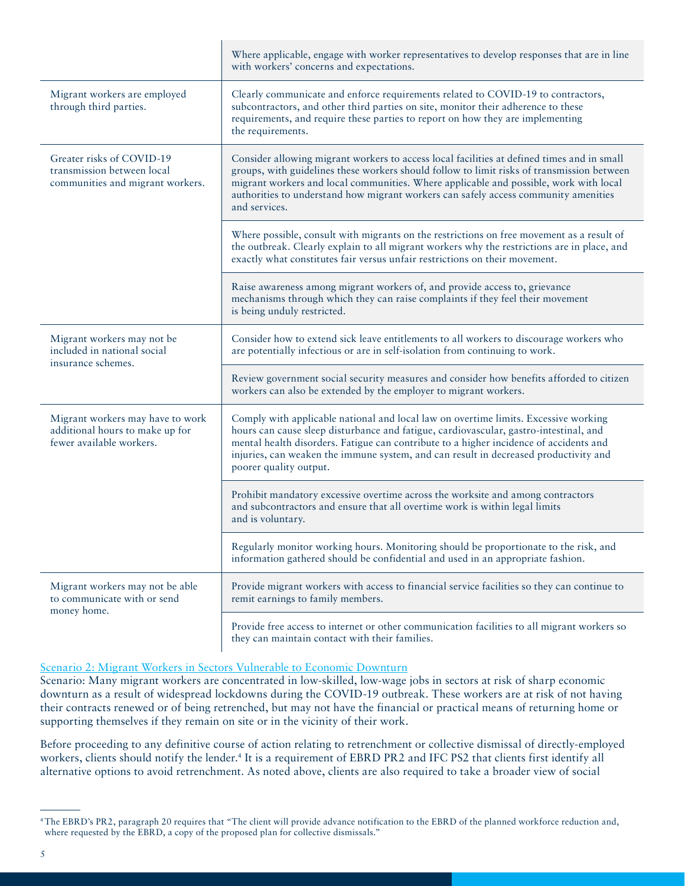| | |
|---|---|
| | Where applicable, engage with worker representatives to develop responses that are in line with workers' concerns and expectations. |
| Migrant workers are employed through third parties. | Clearly communicate and enforce requirements related to COVID-19 to contractors, subcontractors, and other third parties on site, monitor their adherence to these requirements, and require these parties to report on how they are implementing the requirements. |
| Greater risks of COVID-19 transmission between local communities and migrant workers. | Consider allowing migrant workers to access local facilities at defined times and in small groups, with guidelines these workers should follow to limit risks of transmission between migrant workers and local communities. Where applicable and possible, work with local authorities to understand how migrant workers can safely access community amenities and services. |
| | Where possible, consult with migrants on the restrictions on free movement as a result of the outbreak. Clearly explain to all migrant workers why the restrictions are in place, and exactly what constitutes fair versus unfair restrictions on their movement. |
| | Raise awareness among migrant workers of, and provide access to, grievance mechanisms through which they can raise complaints if they feel their movement is being unduly restricted. |
| Migrant workers may not be included in national social insurance schemes. | Consider how to extend sick leave entitlements to all workers to discourage workers who are potentially infectious or are in self-isolation from continuing to work. |
| | Review government social security measures and consider how benefits afforded to citizen workers can also be extended by the employer to migrant workers. |
| Migrant workers may have to work additional hours to make up for fewer available workers. | Comply with applicable national and local law on overtime limits. Excessive working hours can cause sleep disturbance and fatigue, cardiovascular, gastro-intestinal, and mental health disorders. Fatigue can contribute to a higher incidence of accidents and injuries, can weaken the immune system, and can result in decreased productivity and poorer quality output. |
| | Prohibit mandatory excessive overtime across the worksite and among contractors and subcontractors and ensure that all overtime work is within legal limits and is voluntary. |
| | Regularly monitor working hours. Monitoring should be proportionate to the risk, and information gathered should be confidential and used in an appropriate fashion. |
| Migrant workers may not be able to communicate with or send money home. | Provide migrant workers with access to financial service facilities so they can continue to remit earnings to family members. |
| | Provide free access to internet or other communication facilities to all migrant workers so they can maintain contact with their families. |

Scenario 2: Migrant Workers in Sectors Vulnerable to Economic Downturn

Scenario: Many migrant workers are concentrated in low-skilled, low-wage jobs in sectors at risk of sharp economic downturn as a result of widespread lockdowns during the COVID-19 outbreak. These workers are at risk of not having their contracts renewed or of being retrenched, but may not have the financial or practical means of returning home or supporting themselves if they remain on site or in the vicinity of their work.

Before proceeding to any definitive course of action relating to retrenchment or collective dismissal of directly-employed workers, clients should notify the lender.[4] It is a requirement of EBRD PR2 and IFC PS2 that clients first identify all alternative options to avoid retrenchment. As noted above, clients are also required to take a broader view of social

[4] The EBRD's PR2, paragraph 20 requires that "The client will provide advance notification to the EBRD of the planned workforce reduction and, where requested by the EBRD, a copy of the proposed plan for collective dismissals."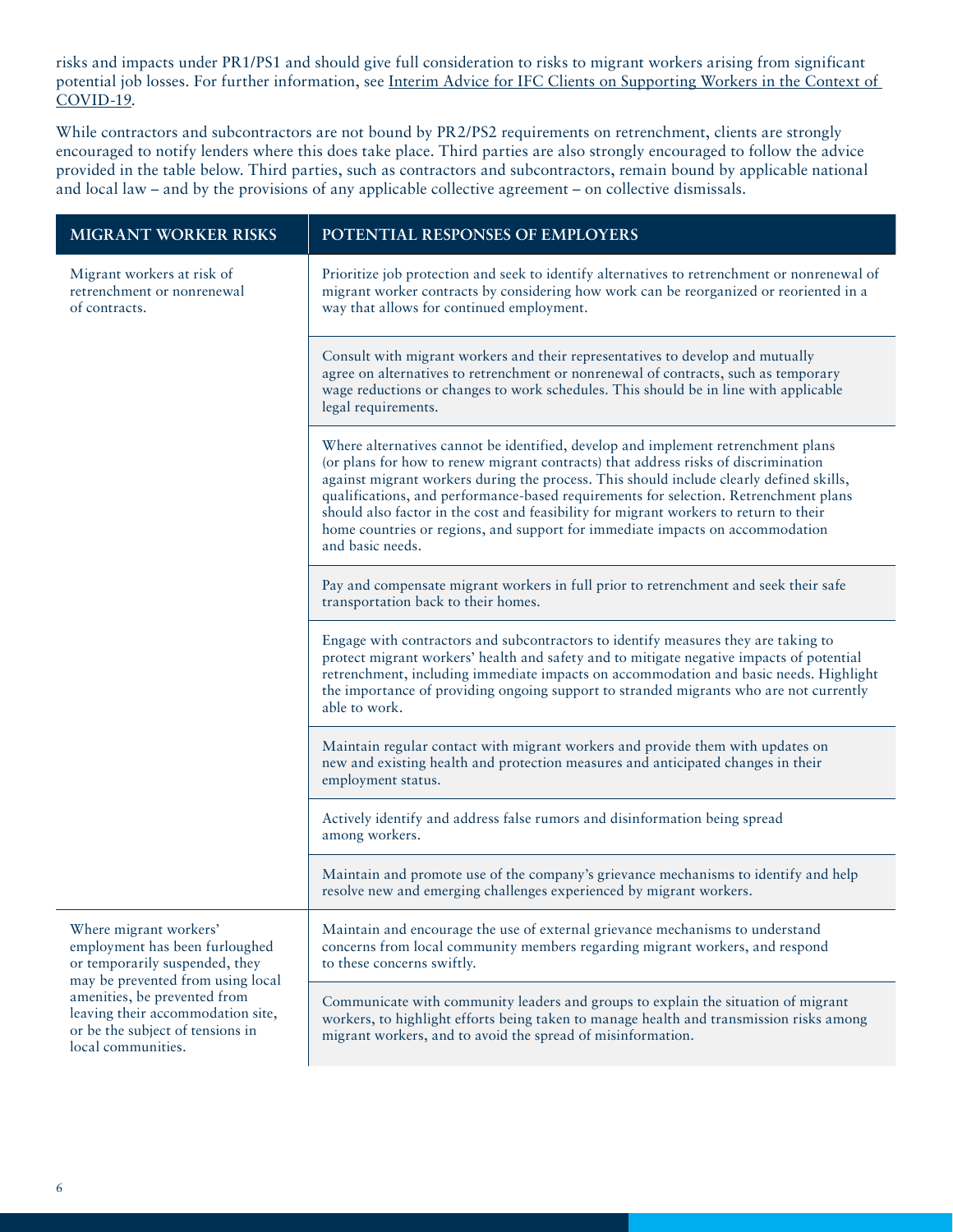risks and impacts under PR1/PS1 and should give full consideration to risks to migrant workers arising from significant potential job losses. For further information, see Interim Advice for IFC Clients on Supporting Workers in the Context of COVID-19.

While contractors and subcontractors are not bound by PR2/PS2 requirements on retrenchment, clients are strongly encouraged to notify lenders where this does take place. Third parties are also strongly encouraged to follow the advice provided in the table below. Third parties, such as contractors and subcontractors, remain bound by applicable national and local law – and by the provisions of any applicable collective agreement – on collective dismissals.

| MIGRANT WORKER RISKS | POTENTIAL RESPONSES OF EMPLOYERS |
| --- | --- |
| Migrant workers at risk of retrenchment or nonrenewal of contracts. | Prioritize job protection and seek to identify alternatives to retrenchment or nonrenewal of migrant worker contracts by considering how work can be reorganized or reoriented in a way that allows for continued employment. |
| | Consult with migrant workers and their representatives to develop and mutually agree on alternatives to retrenchment or nonrenewal of contracts, such as temporary wage reductions or changes to work schedules. This should be in line with applicable legal requirements. |
| | Where alternatives cannot be identified, develop and implement retrenchment plans (or plans for how to renew migrant contracts) that address risks of discrimination against migrant workers during the process. This should include clearly defined skills, qualifications, and performance-based requirements for selection. Retrenchment plans should also factor in the cost and feasibility for migrant workers to return to their home countries or regions, and support for immediate impacts on accommodation and basic needs. |
| | Pay and compensate migrant workers in full prior to retrenchment and seek their safe transportation back to their homes. |
| | Engage with contractors and subcontractors to identify measures they are taking to protect migrant workers' health and safety and to mitigate negative impacts of potential retrenchment, including immediate impacts on accommodation and basic needs. Highlight the importance of providing ongoing support to stranded migrants who are not currently able to work. |
| | Maintain regular contact with migrant workers and provide them with updates on new and existing health and protection measures and anticipated changes in their employment status. |
| | Actively identify and address false rumors and disinformation being spread among workers. |
| | Maintain and promote use of the company's grievance mechanisms to identify and help resolve new and emerging challenges experienced by migrant workers. |
| Where migrant workers' employment has been furloughed or temporarily suspended, they may be prevented from using local amenities, be prevented from leaving their accommodation site, or be the subject of tensions in local communities. | Maintain and encourage the use of external grievance mechanisms to understand concerns from local community members regarding migrant workers, and respond to these concerns swiftly. |
| | Communicate with community leaders and groups to explain the situation of migrant workers, to highlight efforts being taken to manage health and transmission risks among migrant workers, and to avoid the spread of misinformation. |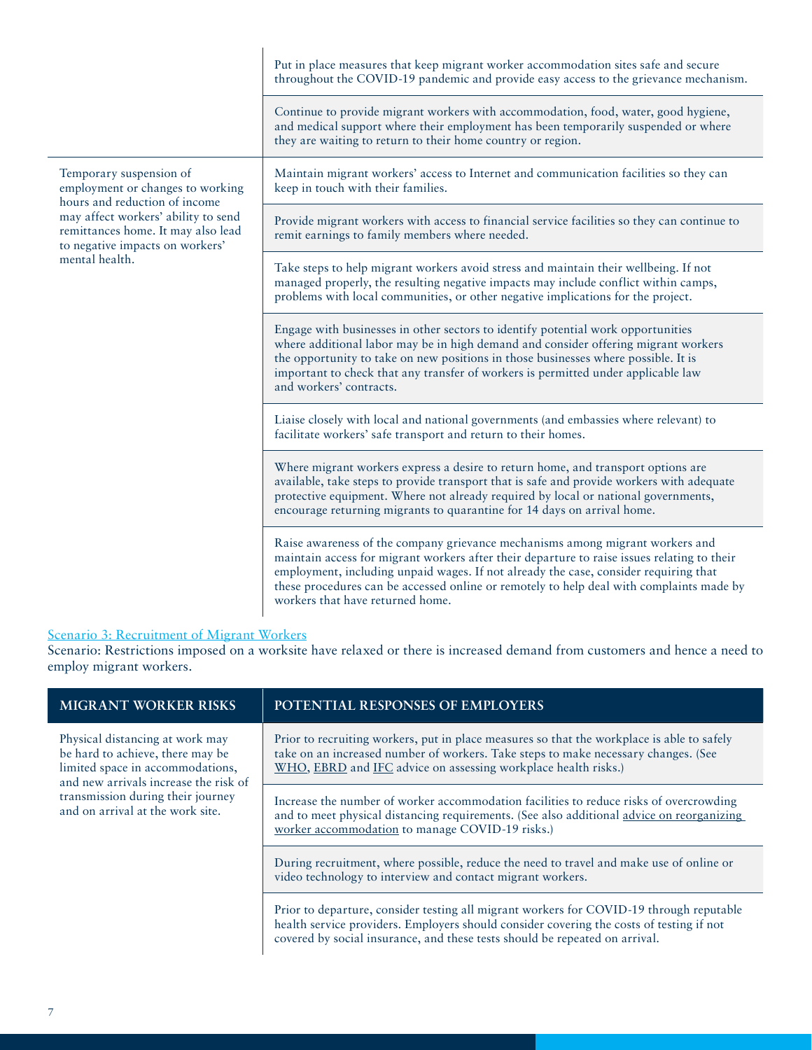| | |
|---|---|
| | Put in place measures that keep migrant worker accommodation sites safe and secure throughout the COVID-19 pandemic and provide easy access to the grievance mechanism. |
| | Continue to provide migrant workers with accommodation, food, water, good hygiene, and medical support where their employment has been temporarily suspended or where they are waiting to return to their home country or region. |
| Temporary suspension of employment or changes to working hours and reduction of income may affect workers' ability to send remittances home. It may also lead to negative impacts on workers' mental health. | Maintain migrant workers' access to Internet and communication facilities so they can keep in touch with their families. |
| | Provide migrant workers with access to financial service facilities so they can continue to remit earnings to family members where needed. |
| | Take steps to help migrant workers avoid stress and maintain their wellbeing. If not managed properly, the resulting negative impacts may include conflict within camps, problems with local communities, or other negative implications for the project. |
| | Engage with businesses in other sectors to identify potential work opportunities where additional labor may be in high demand and consider offering migrant workers the opportunity to take on new positions in those businesses where possible. It is important to check that any transfer of workers is permitted under applicable law and workers' contracts. |
| | Liaise closely with local and national governments (and embassies where relevant) to facilitate workers' safe transport and return to their homes. |
| | Where migrant workers express a desire to return home, and transport options are available, take steps to provide transport that is safe and provide workers with adequate protective equipment. Where not already required by local or national governments, encourage returning migrants to quarantine for 14 days on arrival home. |
| | Raise awareness of the company grievance mechanisms among migrant workers and maintain access for migrant workers after their departure to raise issues relating to their employment, including unpaid wages. If not already the case, consider requiring that these procedures can be accessed online or remotely to help deal with complaints made by workers that have returned home. |

Scenario 3: Recruitment of Migrant Workers

Scenario: Restrictions imposed on a worksite have relaxed or there is increased demand from customers and hence a need to employ migrant workers.

| MIGRANT WORKER RISKS | POTENTIAL RESPONSES OF EMPLOYERS |
|---|---|
| Physical distancing at work may be hard to achieve, there may be limited space in accommodations, and new arrivals increase the risk of transmission during their journey and on arrival at the work site. | Prior to recruiting workers, put in place measures so that the workplace is able to safely take on an increased number of workers. Take steps to make necessary changes. (See WHO, EBRD and IFC advice on assessing workplace health risks.) |
| | Increase the number of worker accommodation facilities to reduce risks of overcrowding and to meet physical distancing requirements. (See also additional advice on reorganizing worker accommodation to manage COVID-19 risks.) |
| | During recruitment, where possible, reduce the need to travel and make use of online or video technology to interview and contact migrant workers. |
| | Prior to departure, consider testing all migrant workers for COVID-19 through reputable health service providers. Employers should consider covering the costs of testing if not covered by social insurance, and these tests should be repeated on arrival. |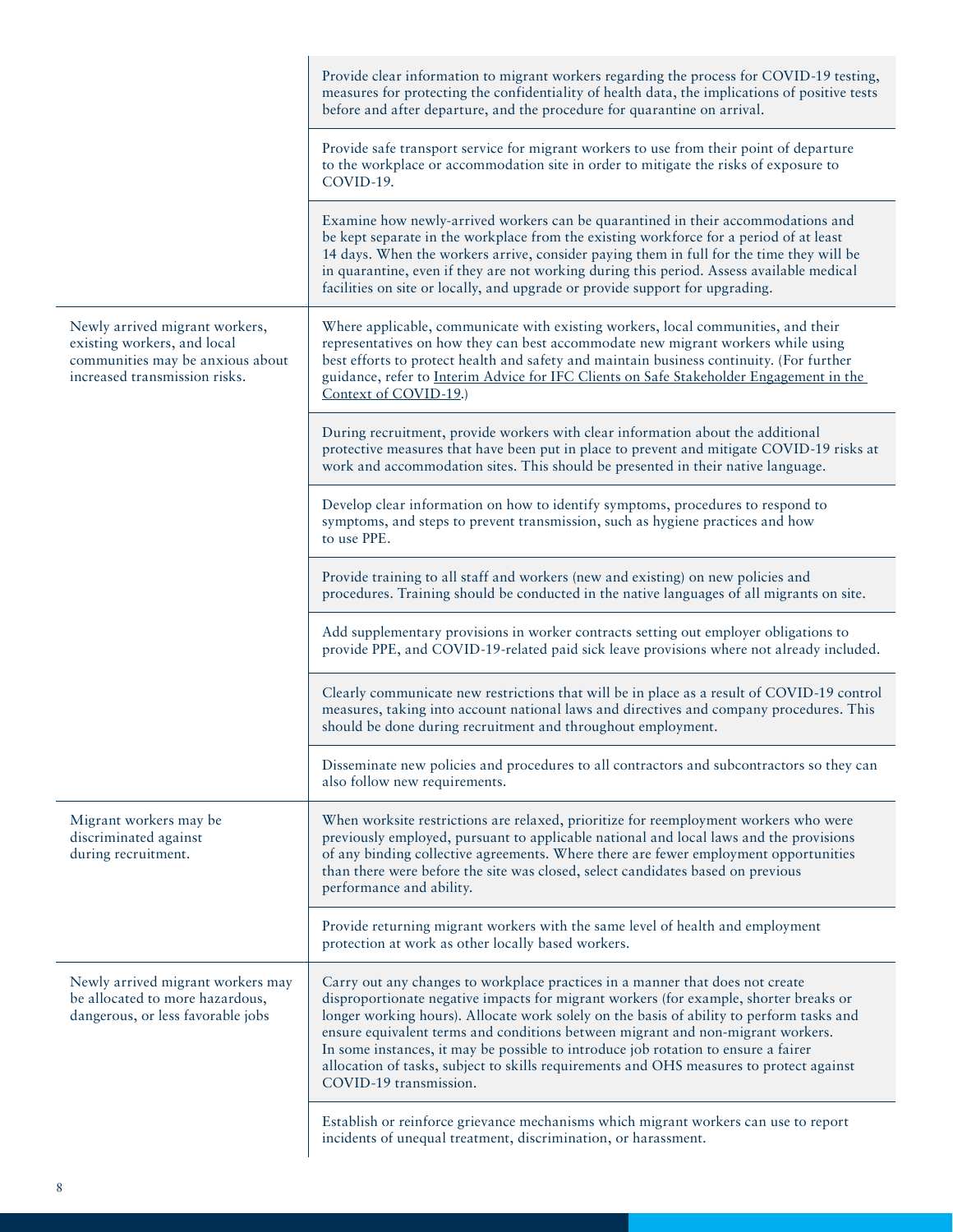| | |
|---|---|
| | Provide clear information to migrant workers regarding the process for COVID-19 testing, measures for protecting the confidentiality of health data, the implications of positive tests before and after departure, and the procedure for quarantine on arrival. |
| | Provide safe transport service for migrant workers to use from their point of departure to the workplace or accommodation site in order to mitigate the risks of exposure to COVID-19. |
| | Examine how newly-arrived workers can be quarantined in their accommodations and be kept separate in the workplace from the existing workforce for a period of at least 14 days. When the workers arrive, consider paying them in full for the time they will be in quarantine, even if they are not working during this period. Assess available medical facilities on site or locally, and upgrade or provide support for upgrading. |
| Newly arrived migrant workers, existing workers, and local communities may be anxious about increased transmission risks. | Where applicable, communicate with existing workers, local communities, and their representatives on how they can best accommodate new migrant workers while using best efforts to protect health and safety and maintain business continuity. (For further guidance, refer to Interim Advice for IFC Clients on Safe Stakeholder Engagement in the Context of COVID-19.) |
| | During recruitment, provide workers with clear information about the additional protective measures that have been put in place to prevent and mitigate COVID-19 risks at work and accommodation sites. This should be presented in their native language. |
| | Develop clear information on how to identify symptoms, procedures to respond to symptoms, and steps to prevent transmission, such as hygiene practices and how to use PPE. |
| | Provide training to all staff and workers (new and existing) on new policies and procedures. Training should be conducted in the native languages of all migrants on site. |
| | Add supplementary provisions in worker contracts setting out employer obligations to provide PPE, and COVID-19-related paid sick leave provisions where not already included. |
| | Clearly communicate new restrictions that will be in place as a result of COVID-19 control measures, taking into account national laws and directives and company procedures. This should be done during recruitment and throughout employment. |
| | Disseminate new policies and procedures to all contractors and subcontractors so they can also follow new requirements. |
| Migrant workers may be discriminated against during recruitment. | When worksite restrictions are relaxed, prioritize for reemployment workers who were previously employed, pursuant to applicable national and local laws and the provisions of any binding collective agreements. Where there are fewer employment opportunities than there were before the site was closed, select candidates based on previous performance and ability. |
| | Provide returning migrant workers with the same level of health and employment protection at work as other locally based workers. |
| Newly arrived migrant workers may be allocated to more hazardous, dangerous, or less favorable jobs | Carry out any changes to workplace practices in a manner that does not create disproportionate negative impacts for migrant workers (for example, shorter breaks or longer working hours). Allocate work solely on the basis of ability to perform tasks and ensure equivalent terms and conditions between migrant and non-migrant workers. In some instances, it may be possible to introduce job rotation to ensure a fairer allocation of tasks, subject to skills requirements and OHS measures to protect against COVID-19 transmission. |
| | Establish or reinforce grievance mechanisms which migrant workers can use to report incidents of unequal treatment, discrimination, or harassment. |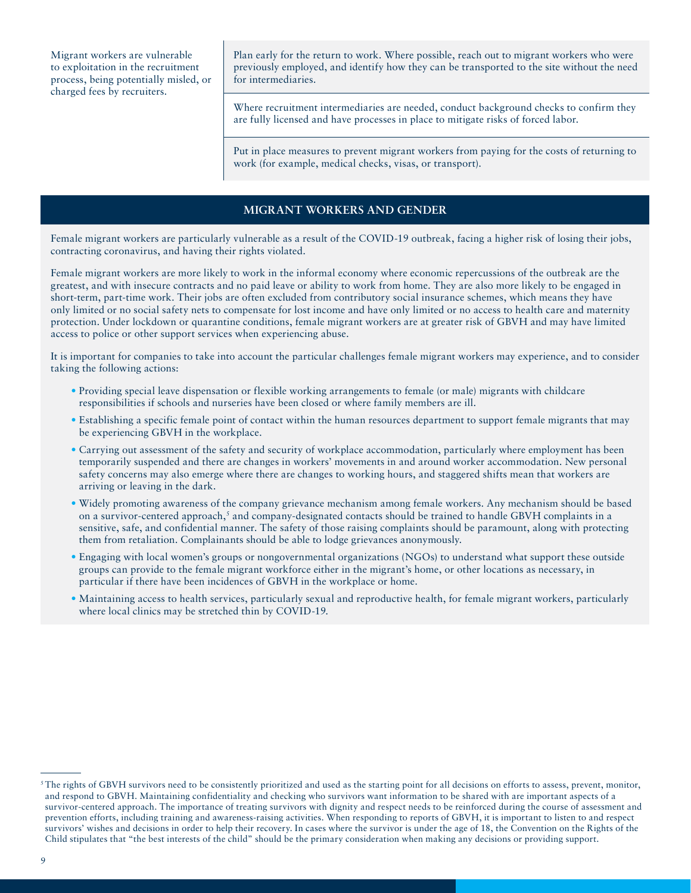| | |
|---|---|
| Migrant workers are vulnerable to exploitation in the recruitment process, being potentially misled, or charged fees by recruiters. | Plan early for the return to work. Where possible, reach out to migrant workers who were previously employed, and identify how they can be transported to the site without the need for intermediaries. |
| | Where recruitment intermediaries are needed, conduct background checks to confirm they are fully licensed and have processes in place to mitigate risks of forced labor. |
| | Put in place measures to prevent migrant workers from paying for the costs of returning to work (for example, medical checks, visas, or transport). |

## MIGRANT WORKERS AND GENDER

Female migrant workers are particularly vulnerable as a result of the COVID-19 outbreak, facing a higher risk of losing their jobs, contracting coronavirus, and having their rights violated.

Female migrant workers are more likely to work in the informal economy where economic repercussions of the outbreak are the greatest, and with insecure contracts and no paid leave or ability to work from home. They are also more likely to be engaged in short-term, part-time work. Their jobs are often excluded from contributory social insurance schemes, which means they have only limited or no social safety nets to compensate for lost income and have only limited or no access to health care and maternity protection. Under lockdown or quarantine conditions, female migrant workers are at greater risk of GBVH and may have limited access to police or other support services when experiencing abuse.

It is important for companies to take into account the particular challenges female migrant workers may experience, and to consider taking the following actions:

- Providing special leave dispensation or flexible working arrangements to female (or male) migrants with childcare responsibilities if schools and nurseries have been closed or where family members are ill.
- Establishing a specific female point of contact within the human resources department to support female migrants that may be experiencing GBVH in the workplace.
- Carrying out assessment of the safety and security of workplace accommodation, particularly where employment has been temporarily suspended and there are changes in workers' movements in and around worker accommodation. New personal safety concerns may also emerge where there are changes to working hours, and staggered shifts mean that workers are arriving or leaving in the dark.
- Widely promoting awareness of the company grievance mechanism among female workers. Any mechanism should be based on a survivor-centered approach,[5] and company-designated contacts should be trained to handle GBVH complaints in a sensitive, safe, and confidential manner. The safety of those raising complaints should be paramount, along with protecting them from retaliation. Complainants should be able to lodge grievances anonymously.
- Engaging with local women's groups or nongovernmental organizations (NGOs) to understand what support these outside groups can provide to the female migrant workforce either in the migrant's home, or other locations as necessary, in particular if there have been incidences of GBVH in the workplace or home.
- Maintaining access to health services, particularly sexual and reproductive health, for female migrant workers, particularly where local clinics may be stretched thin by COVID-19.

[5] The rights of GBVH survivors need to be consistently prioritized and used as the starting point for all decisions on efforts to assess, prevent, monitor, and respond to GBVH. Maintaining confidentiality and checking who survivors want information to be shared with are important aspects of a survivor-centered approach. The importance of treating survivors with dignity and respect needs to be reinforced during the course of assessment and prevention efforts, including training and awareness-raising activities. When responding to reports of GBVH, it is important to listen to and respect survivors' wishes and decisions in order to help their recovery. In cases where the survivor is under the age of 18, the Convention on the Rights of the Child stipulates that "the best interests of the child" should be the primary consideration when making any decisions or providing support.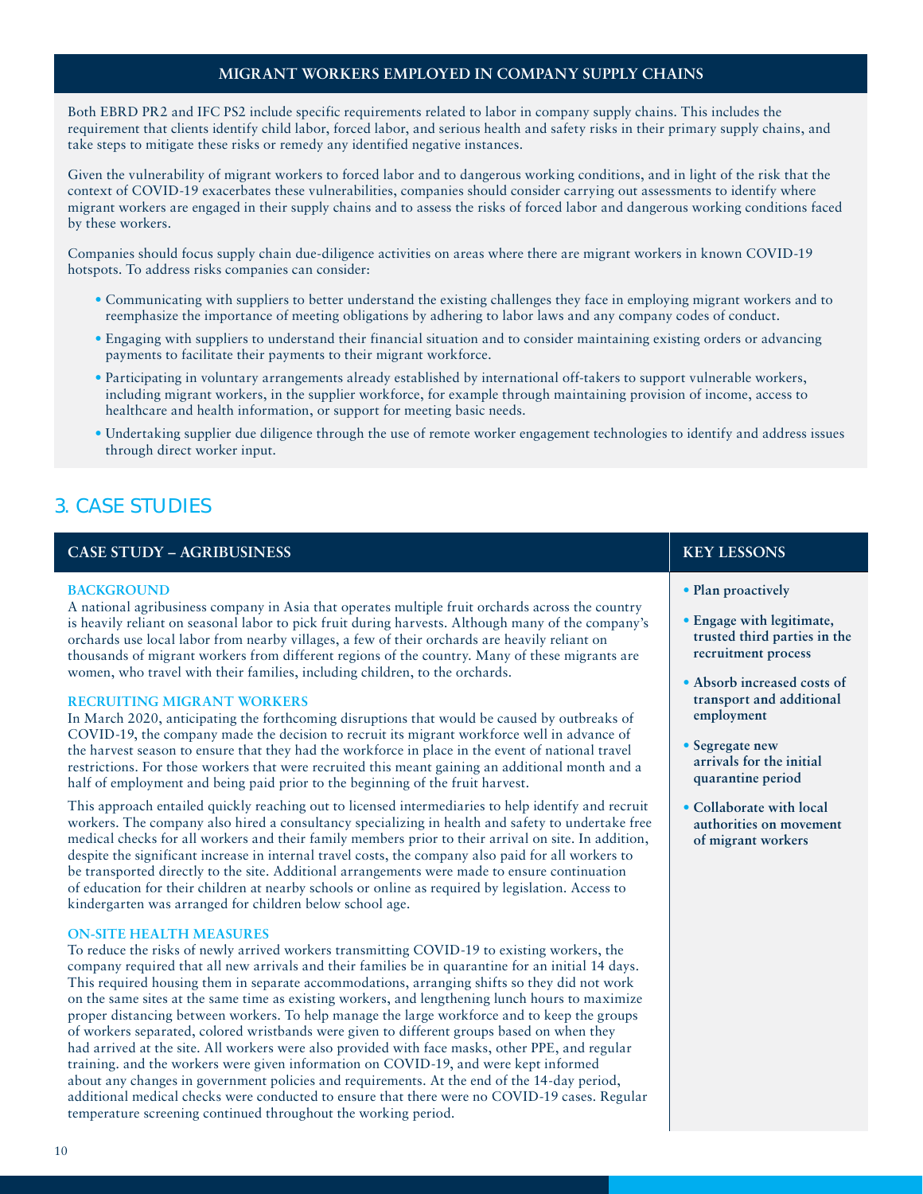## MIGRANT WORKERS EMPLOYED IN COMPANY SUPPLY CHAINS

Both EBRD PR2 and IFC PS2 include specific requirements related to labor in company supply chains. This includes the requirement that clients identify child labor, forced labor, and serious health and safety risks in their primary supply chains, and take steps to mitigate these risks or remedy any identified negative instances.

Given the vulnerability of migrant workers to forced labor and to dangerous working conditions, and in light of the risk that the context of COVID-19 exacerbates these vulnerabilities, companies should consider carrying out assessments to identify where migrant workers are engaged in their supply chains and to assess the risks of forced labor and dangerous working conditions faced by these workers.

Companies should focus supply chain due-diligence activities on areas where there are migrant workers in known COVID-19 hotspots. To address risks companies can consider:

- Communicating with suppliers to better understand the existing challenges they face in employing migrant workers and to reemphasize the importance of meeting obligations by adhering to labor laws and any company codes of conduct.
- Engaging with suppliers to understand their financial situation and to consider maintaining existing orders or advancing payments to facilitate their payments to their migrant workforce.
- Participating in voluntary arrangements already established by international off-takers to support vulnerable workers, including migrant workers, in the supplier workforce, for example through maintaining provision of income, access to healthcare and health information, or support for meeting basic needs.
- Undertaking supplier due diligence through the use of remote worker engagement technologies to identify and address issues through direct worker input.

# 3. CASE STUDIES

## CASE STUDY – AGRIBUSINESS

### BACKGROUND

A national agribusiness company in Asia that operates multiple fruit orchards across the country is heavily reliant on seasonal labor to pick fruit during harvests. Although many of the company's orchards use local labor from nearby villages, a few of their orchards are heavily reliant on thousands of migrant workers from different regions of the country. Many of these migrants are women, who travel with their families, including children, to the orchards.

### RECRUITING MIGRANT WORKERS

In March 2020, anticipating the forthcoming disruptions that would be caused by outbreaks of COVID-19, the company made the decision to recruit its migrant workforce well in advance of the harvest season to ensure that they had the workforce in place in the event of national travel restrictions. For those workers that were recruited this meant gaining an additional month and a half of employment and being paid prior to the beginning of the fruit harvest.

This approach entailed quickly reaching out to licensed intermediaries to help identify and recruit workers. The company also hired a consultancy specializing in health and safety to undertake free medical checks for all workers and their family members prior to their arrival on site. In addition, despite the significant increase in internal travel costs, the company also paid for all workers to be transported directly to the site. Additional arrangements were made to ensure continuation of education for their children at nearby schools or online as required by legislation. Access to kindergarten was arranged for children below school age.

### ON-SITE HEALTH MEASURES

To reduce the risks of newly arrived workers transmitting COVID-19 to existing workers, the company required that all new arrivals and their families be in quarantine for an initial 14 days. This required housing them in separate accommodations, arranging shifts so they did not work on the same sites at the same time as existing workers, and lengthening lunch hours to maximize proper distancing between workers. To help manage the large workforce and to keep the groups of workers separated, colored wristbands were given to different groups based on when they had arrived at the site. All workers were also provided with face masks, other PPE, and regular training. and the workers were given information on COVID-19, and were kept informed about any changes in government policies and requirements. At the end of the 14-day period, additional medical checks were conducted to ensure that there were no COVID-19 cases. Regular temperature screening continued throughout the working period.

### KEY LESSONS

- **Plan proactively**
- **Engage with legitimate, trusted third parties in the recruitment process**
- **Absorb increased costs of transport and additional employment**
- **Segregate new arrivals for the initial quarantine period**
- **Collaborate with local authorities on movement of migrant workers**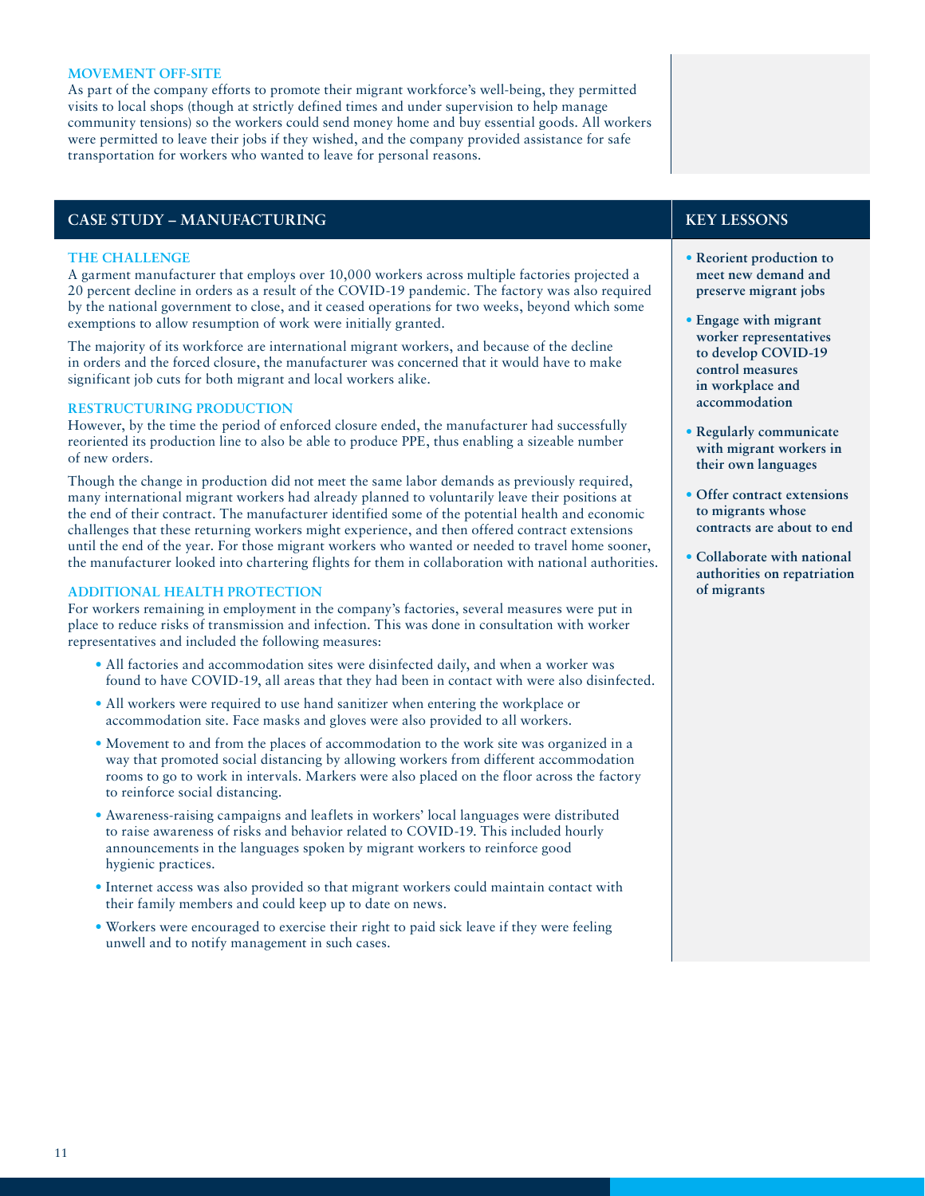### MOVEMENT OFF-SITE

As part of the company efforts to promote their migrant workforce's well-being, they permitted visits to local shops (though at strictly defined times and under supervision to help manage community tensions) so the workers could send money home and buy essential goods. All workers were permitted to leave their jobs if they wished, and the company provided assistance for safe transportation for workers who wanted to leave for personal reasons.

## CASE STUDY – MANUFACTURING

### THE CHALLENGE

A garment manufacturer that employs over 10,000 workers across multiple factories projected a 20 percent decline in orders as a result of the COVID-19 pandemic. The factory was also required by the national government to close, and it ceased operations for two weeks, beyond which some exemptions to allow resumption of work were initially granted.

The majority of its workforce are international migrant workers, and because of the decline in orders and the forced closure, the manufacturer was concerned that it would have to make significant job cuts for both migrant and local workers alike.

### RESTRUCTURING PRODUCTION

However, by the time the period of enforced closure ended, the manufacturer had successfully reoriented its production line to also be able to produce PPE, thus enabling a sizeable number of new orders.

Though the change in production did not meet the same labor demands as previously required, many international migrant workers had already planned to voluntarily leave their positions at the end of their contract. The manufacturer identified some of the potential health and economic challenges that these returning workers might experience, and then offered contract extensions until the end of the year. For those migrant workers who wanted or needed to travel home sooner, the manufacturer looked into chartering flights for them in collaboration with national authorities.

### ADDITIONAL HEALTH PROTECTION

For workers remaining in employment in the company's factories, several measures were put in place to reduce risks of transmission and infection. This was done in consultation with worker representatives and included the following measures:

- All factories and accommodation sites were disinfected daily, and when a worker was found to have COVID-19, all areas that they had been in contact with were also disinfected.
- All workers were required to use hand sanitizer when entering the workplace or accommodation site. Face masks and gloves were also provided to all workers.
- Movement to and from the places of accommodation to the work site was organized in a way that promoted social distancing by allowing workers from different accommodation rooms to go to work in intervals. Markers were also placed on the floor across the factory to reinforce social distancing.
- Awareness-raising campaigns and leaflets in workers' local languages were distributed to raise awareness of risks and behavior related to COVID-19. This included hourly announcements in the languages spoken by migrant workers to reinforce good hygienic practices.
- Internet access was also provided so that migrant workers could maintain contact with their family members and could keep up to date on news.
- Workers were encouraged to exercise their right to paid sick leave if they were feeling unwell and to notify management in such cases.

## KEY LESSONS

- **Reorient production to meet new demand and preserve migrant jobs**
- **Engage with migrant worker representatives to develop COVID-19 control measures in workplace and accommodation**
- **Regularly communicate with migrant workers in their own languages**
- **Offer contract extensions to migrants whose contracts are about to end**
- **Collaborate with national authorities on repatriation of migrants**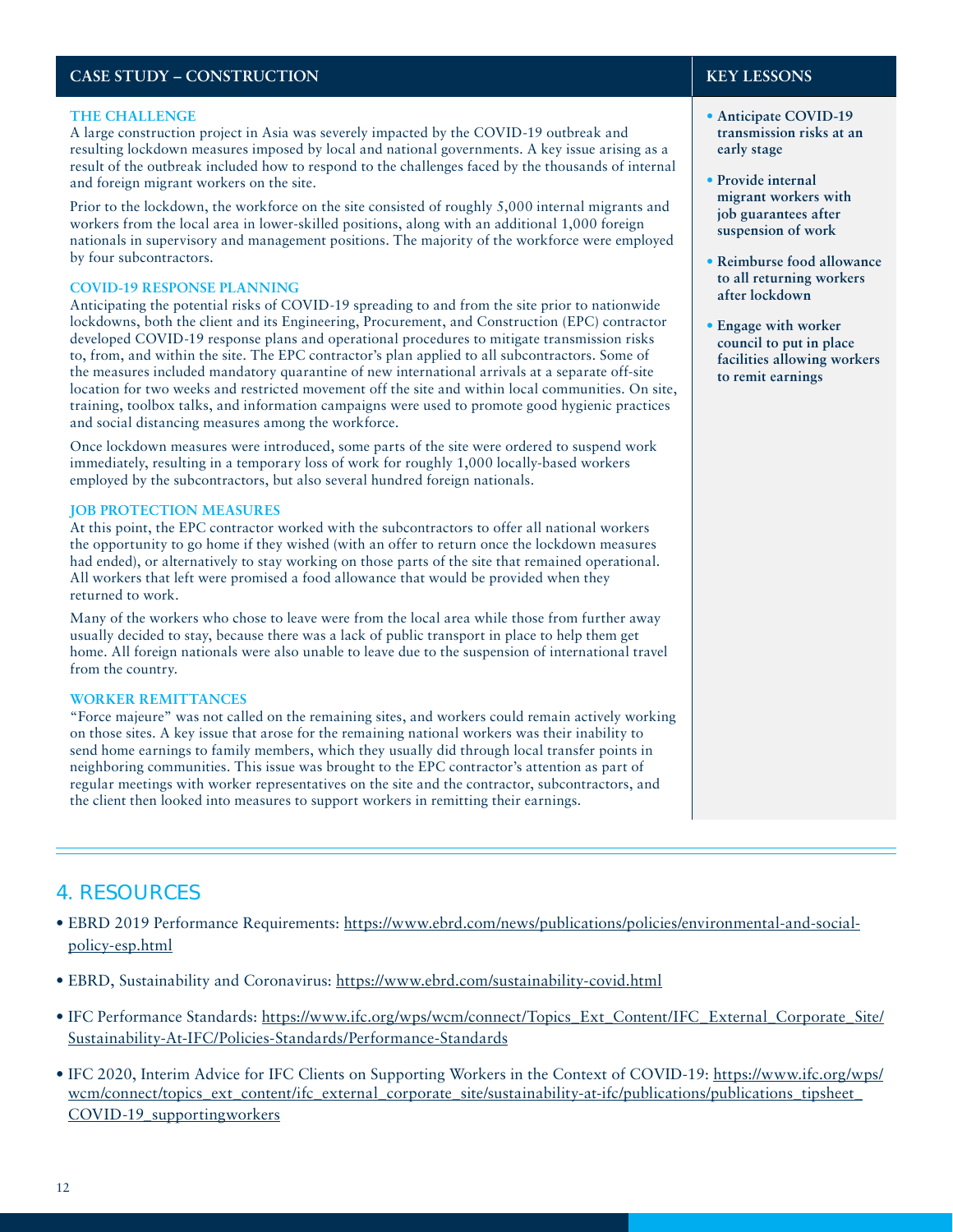## CASE STUDY – CONSTRUCTION

### THE CHALLENGE

A large construction project in Asia was severely impacted by the COVID-19 outbreak and resulting lockdown measures imposed by local and national governments. A key issue arising as a result of the outbreak included how to respond to the challenges faced by the thousands of internal and foreign migrant workers on the site.

Prior to the lockdown, the workforce on the site consisted of roughly 5,000 internal migrants and workers from the local area in lower-skilled positions, along with an additional 1,000 foreign nationals in supervisory and management positions. The majority of the workforce were employed by four subcontractors.

### COVID-19 RESPONSE PLANNING

Anticipating the potential risks of COVID-19 spreading to and from the site prior to nationwide lockdowns, both the client and its Engineering, Procurement, and Construction (EPC) contractor developed COVID-19 response plans and operational procedures to mitigate transmission risks to, from, and within the site. The EPC contractor's plan applied to all subcontractors. Some of the measures included mandatory quarantine of new international arrivals at a separate off-site location for two weeks and restricted movement off the site and within local communities. On site, training, toolbox talks, and information campaigns were used to promote good hygienic practices and social distancing measures among the workforce.

Once lockdown measures were introduced, some parts of the site were ordered to suspend work immediately, resulting in a temporary loss of work for roughly 1,000 locally-based workers employed by the subcontractors, but also several hundred foreign nationals.

### JOB PROTECTION MEASURES

At this point, the EPC contractor worked with the subcontractors to offer all national workers the opportunity to go home if they wished (with an offer to return once the lockdown measures had ended), or alternatively to stay working on those parts of the site that remained operational. All workers that left were promised a food allowance that would be provided when they returned to work.

Many of the workers who chose to leave were from the local area while those from further away usually decided to stay, because there was a lack of public transport in place to help them get home. All foreign nationals were also unable to leave due to the suspension of international travel from the country.

### WORKER REMITTANCES

"Force majeure" was not called on the remaining sites, and workers could remain actively working on those sites. A key issue that arose for the remaining national workers was their inability to send home earnings to family members, which they usually did through local transfer points in neighboring communities. This issue was brought to the EPC contractor's attention as part of regular meetings with worker representatives on the site and the contractor, subcontractors, and the client then looked into measures to support workers in remitting their earnings.

## KEY LESSONS

- **Anticipate COVID-19 transmission risks at an early stage**
- **Provide internal migrant workers with job guarantees after suspension of work**
- **Reimburse food allowance to all returning workers after lockdown**
- **Engage with worker council to put in place facilities allowing workers to remit earnings**

# 4. RESOURCES

- EBRD 2019 Performance Requirements: https://www.ebrd.com/news/publications/policies/environmental-and-social-policy-esp.html
- EBRD, Sustainability and Coronavirus: https://www.ebrd.com/sustainability-covid.html
- IFC Performance Standards: https://www.ifc.org/wps/wcm/connect/Topics_Ext_Content/IFC_External_Corporate_Site/Sustainability-At-IFC/Policies-Standards/Performance-Standards
- IFC 2020, Interim Advice for IFC Clients on Supporting Workers in the Context of COVID-19: https://www.ifc.org/wps/wcm/connect/topics_ext_content/ifc_external_corporate_site/sustainability-at-ifc/publications/publications_tipsheet_COVID-19_supportingworkers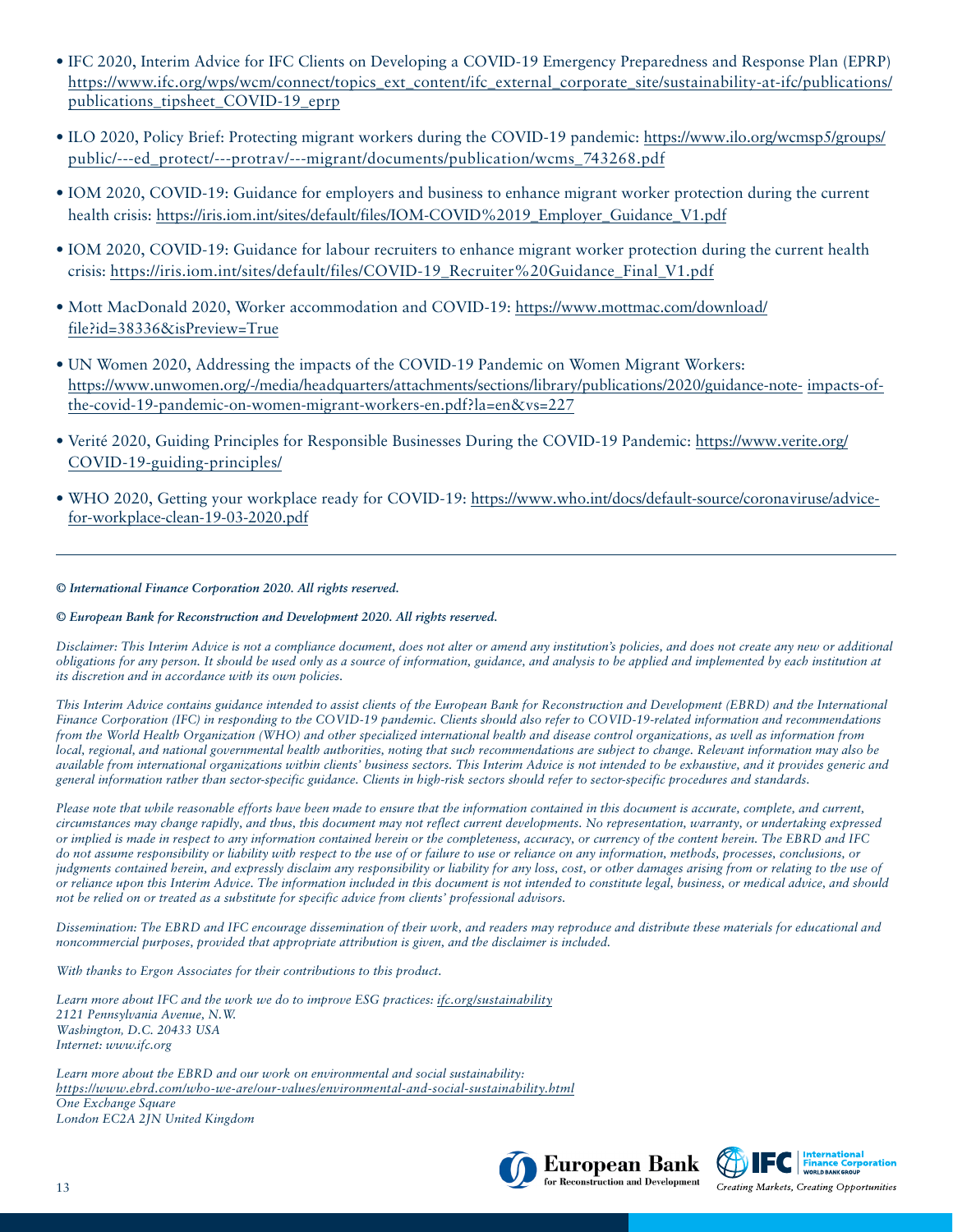- IFC 2020, Interim Advice for IFC Clients on Developing a COVID-19 Emergency Preparedness and Response Plan (EPRP) https://www.ifc.org/wps/wcm/connect/topics_ext_content/ifc_external_corporate_site/sustainability-at-ifc/publications/publications_tipsheet_COVID-19_eprp

- ILO 2020, Policy Brief: Protecting migrant workers during the COVID-19 pandemic: https://www.ilo.org/wcmsp5/groups/public/---ed_protect/---protrav/---migrant/documents/publication/wcms_743268.pdf

- IOM 2020, COVID-19: Guidance for employers and business to enhance migrant worker protection during the current health crisis: https://iris.iom.int/sites/default/files/IOM-COVID%2019_Employer_Guidance_V1.pdf

- IOM 2020, COVID-19: Guidance for labour recruiters to enhance migrant worker protection during the current health crisis: https://iris.iom.int/sites/default/files/COVID-19_Recruiter%20Guidance_Final_V1.pdf

- Mott MacDonald 2020, Worker accommodation and COVID-19: https://www.mottmac.com/download/file?id=38336&isPreview=True

- UN Women 2020, Addressing the impacts of the COVID-19 Pandemic on Women Migrant Workers: https://www.unwomen.org/-/media/headquarters/attachments/sections/library/publications/2020/guidance-note-impacts-of-the-covid-19-pandemic-on-women-migrant-workers-en.pdf?la=en&vs=227

- Verité 2020, Guiding Principles for Responsible Businesses During the COVID-19 Pandemic: https://www.verite.org/COVID-19-guiding-principles/

- WHO 2020, Getting your workplace ready for COVID-19: https://www.who.int/docs/default-source/coronaviruse/advice-for-workplace-clean-19-03-2020.pdf

---

***© International Finance Corporation 2020. All rights reserved.***

***© European Bank for Reconstruction and Development 2020. All rights reserved.***

*Disclaimer: This Interim Advice is not a compliance document, does not alter or amend any institution's policies, and does not create any new or additional obligations for any person. It should be used only as a source of information, guidance, and analysis to be applied and implemented by each institution at its discretion and in accordance with its own policies.*

*This Interim Advice contains guidance intended to assist clients of the European Bank for Reconstruction and Development (EBRD) and the International Finance Corporation (IFC) in responding to the COVID-19 pandemic. Clients should also refer to COVID-19-related information and recommendations from the World Health Organization (WHO) and other specialized international health and disease control organizations, as well as information from local, regional, and national governmental health authorities, noting that such recommendations are subject to change. Relevant information may also be available from international organizations within clients' business sectors. This Interim Advice is not intended to be exhaustive, and it provides generic and general information rather than sector-specific guidance. Clients in high-risk sectors should refer to sector-specific procedures and standards.*

*Please note that while reasonable efforts have been made to ensure that the information contained in this document is accurate, complete, and current, circumstances may change rapidly, and thus, this document may not reflect current developments. No representation, warranty, or undertaking expressed or implied is made in respect to any information contained herein or the completeness, accuracy, or currency of the content herein. The EBRD and IFC do not assume responsibility or liability with respect to the use of or failure to use or reliance on any information, methods, processes, conclusions, or judgments contained herein, and expressly disclaim any responsibility or liability for any loss, cost, or other damages arising from or relating to the use of or reliance upon this Interim Advice. The information included in this document is not intended to constitute legal, business, or medical advice, and should not be relied on or treated as a substitute for specific advice from clients' professional advisors.*

*Dissemination: The EBRD and IFC encourage dissemination of their work, and readers may reproduce and distribute these materials for educational and noncommercial purposes, provided that appropriate attribution is given, and the disclaimer is included.*

*With thanks to Ergon Associates for their contributions to this product.*

*Learn more about IFC and the work we do to improve ESG practices: ifc.org/sustainability*
*2121 Pennsylvania Avenue, N.W.*
*Washington, D.C. 20433 USA*
*Internet: www.ifc.org*

*Learn more about the EBRD and our work on environmental and social sustainability:*
*https://www.ebrd.com/who-we-are/our-values/environmental-and-social-sustainability.html*
*One Exchange Square*
*London EC2A 2JN United Kingdom*

European Bank for Reconstruction and Development

IFC International Finance Corporation WORLD BANK GROUP

*Creating Markets, Creating Opportunities*